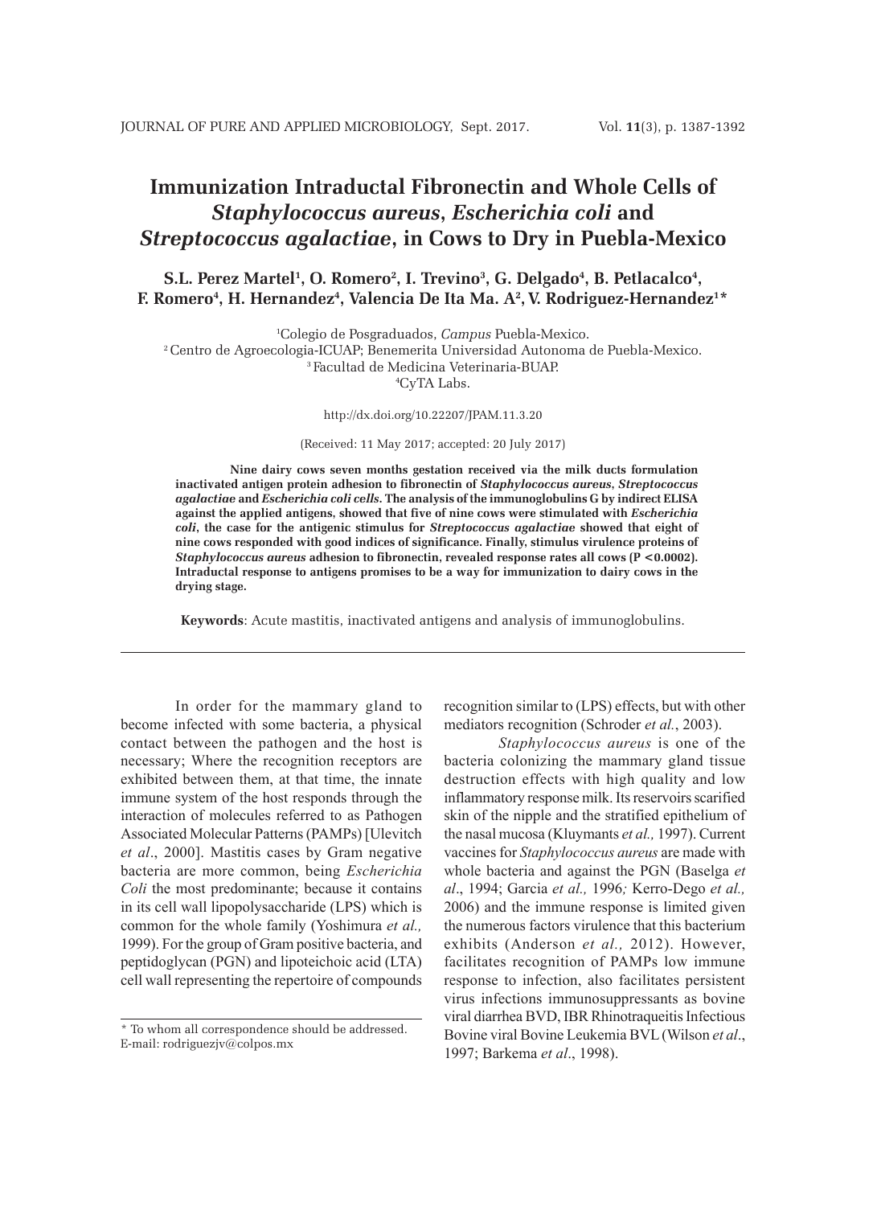# Immunization Intraductal Fibronectin and Whole Cells of *Staphylococcus aureus*, *Escherichia coli* and *Streptococcus agalactiae*, in Cows to Dry in Puebla-Mexico

**S.L. Perez Martel[1], O. Romero[2], I. Trevino[3], G. Delgado[4], B. Petlacalco[4], F. Romero[4], H. Hernandez[4], Valencia De Ita Ma. A[2], V. Rodriguez-Hernandez[1]***

[1]Colegio de Posgraduados, *Campus* Puebla-Mexico.
[2]Centro de Agroecologia-ICUAP; Benemerita Universidad Autonoma de Puebla-Mexico.
[3]Facultad de Medicina Veterinaria-BUAP.
[4]CyTA Labs.

http://dx.doi.org/10.22207/JPAM.11.3.20

(Received: 11 May 2017; accepted: 20 July 2017)

**Nine dairy cows seven months gestation received via the milk ducts formulation inactivated antigen protein adhesion to fibronectin of *Staphylococcus aureus*, *Streptococcus agalactiae* and *Escherichia coli cells*. The analysis of the immunoglobulins G by indirect ELISA against the applied antigens, showed that five of nine cows were stimulated with *Escherichia coli*, the case for the antigenic stimulus for *Streptococcus agalactiae* showed that eight of nine cows responded with good indices of significance. Finally, stimulus virulence proteins of *Staphylococcus aureus* adhesion to fibronectin, revealed response rates all cows ($P < 0.0002$). Intraductal response to antigens promises to be a way for immunization to dairy cows in the drying stage.**

**Keywords**: Acute mastitis, inactivated antigens and analysis of immunoglobulins.

---

In order for the mammary gland to become infected with some bacteria, a physical contact between the pathogen and the host is necessary; Where the recognition receptors are exhibited between them, at that time, the innate immune system of the host responds through the interaction of molecules referred to as Pathogen Associated Molecular Patterns (PAMPs) [Ulevitch *et al*., 2000]. Mastitis cases by Gram negative bacteria are more common, being *Escherichia Coli* the most predominante; because it contains in its cell wall lipopolysaccharide (LPS) which is common for the whole family (Yoshimura *et al.,* 1999). For the group of Gram positive bacteria, and peptidoglycan (PGN) and lipoteichoic acid (LTA) cell wall representing the repertoire of compounds recognition similar to (LPS) effects, but with other mediators recognition (Schroder *et al.*, 2003).

*Staphylococcus aureus* is one of the bacteria colonizing the mammary gland tissue destruction effects with high quality and low inflammatory response milk. Its reservoirs scarified skin of the nipple and the stratified epithelium of the nasal mucosa (Kluymants *et al.,* 1997). Current vaccines for *Staphylococcus aureus* are made with whole bacteria and against the PGN (Baselga *et al*., 1994; Garcia *et al.,* 1996*;* Kerro-Dego *et al.,* 2006) and the immune response is limited given the numerous factors virulence that this bacterium exhibits (Anderson *et al.,* 2012). However, facilitates recognition of PAMPs low immune response to infection, also facilitates persistent virus infections immunosuppressants as bovine viral diarrhea BVD, IBR Rhinotraqueitis Infectious Bovine viral Bovine Leukemia BVL (Wilson *et al*., 1997; Barkema *et al*., 1998).

\* To whom all correspondence should be addressed.
E-mail: rodriguezjv@colpos.mx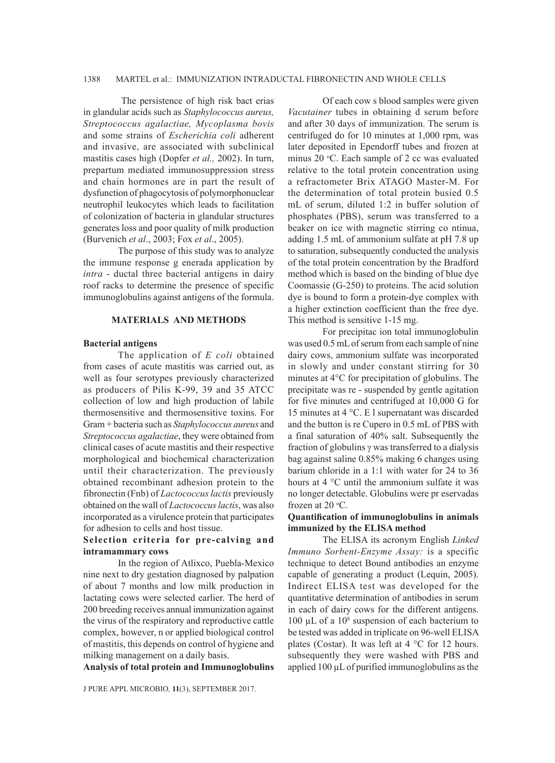The persistence of high risk bact erias in glandular acids such as *Staphylococcus aureus, Streptococcus agalactiae, Mycoplasma bovis* and some strains of *Escherichia coli* adherent and invasive, are associated with subclinical mastitis cases high (Dopfer *et al.,* 2002). In turn, prepartum mediated immunosuppression stress and chain hormones are in part the result of dysfunction of phagocytosis of polymorphonuclear neutrophil leukocytes which leads to facilitation of colonization of bacteria in glandular structures generates loss and poor quality of milk production (Burvenich *et al*., 2003; Fox *et al*., 2005).

The purpose of this study was to analyze the immune response g enerada application by *intra* - ductal three bacterial antigens in dairy roof racks to determine the presence of specific immunoglobulins against antigens of the formula.

## MATERIALS AND METHODS

### Bacterial antigens

The application of *E coli* obtained from cases of acute mastitis was carried out, as well as four serotypes previously characterized as producers of Pilis K-99, 39 and 35 ATCC collection of low and high production of labile thermosensitive and thermosensitive toxins. For Gram + bacteria such as *Staphylococcus aureus* and *Streptococcus agalactiae*, they were obtained from clinical cases of acute mastitis and their respective morphological and biochemical characterization until their characterization. The previously obtained recombinant adhesion protein to the fibronectin (Fnb) of *Lactococcus lactis* previously obtained on the wall of *Lactococcus lactis*, was also incorporated as a virulence protein that participates for adhesion to cells and host tissue.

### Selection criteria for pre-calving and intramammary cows

In the region of Atlixco, Puebla-Mexico nine next to dry gestation diagnosed by palpation of about 7 months and low milk production in lactating cows were selected earlier. The herd of 200 breeding receives annual immunization against the virus of the respiratory and reproductive cattle complex, however, n or applied biological control of mastitis, this depends on control of hygiene and milking management on a daily basis.

### Analysis of total protein and Immunoglobulins

Of each cow s blood samples were given *Vacutainer* tubes in obtaining d serum before and after 30 days of immunization. The serum is centrifuged do for 10 minutes at 1,000 rpm, was later deposited in Ependorff tubes and frozen at minus 20 °C. Each sample of 2 cc was evaluated relative to the total protein concentration using a refractometer Brix ATAGO Master-M. For the determination of total protein busied 0.5 mL of serum, diluted 1:2 in buffer solution of phosphates (PBS), serum was transferred to a beaker on ice with magnetic stirring co ntinua, adding 1.5 mL of ammonium sulfate at pH 7.8 up to saturation, subsequently conducted the analysis of the total protein concentration by the Bradford method which is based on the binding of blue dye Coomassie (G-250) to proteins. The acid solution dye is bound to form a protein-dye complex with a higher extinction coefficient than the free dye. This method is sensitive 1-15 mg.

For precipitac ion total immunoglobulin was used 0.5 mL of serum from each sample of nine dairy cows, ammonium sulfate was incorporated in slowly and under constant stirring for 30 minutes at 4°C for precipitation of globulins. The precipitate was re - suspended by gentle agitation for five minutes and centrifuged at 10,000 G for 15 minutes at 4 °C. E l supernatant was discarded and the button is re Cupero in 0.5 mL of PBS with a final saturation of 40% salt. Subsequently the fraction of globulins γ was transferred to a dialysis bag against saline 0.85% making 6 changes using barium chloride in a 1:1 with water for 24 to 36 hours at 4 °C until the ammonium sulfate it was no longer detectable. Globulins were pr eservadas frozen at 20 °C.

### Quantification of immunoglobulins in animals immunized by the ELISA method

The ELISA its acronym English *Linked Immuno Sorbent-Enzyme Assay:* is a specific technique to detect Bound antibodies an enzyme capable of generating a product (Lequin, 2005). Indirect ELISA test was developed for the quantitative determination of antibodies in serum in each of dairy cows for the different antigens. 100 µL of a $10^8$ suspension of each bacterium to be tested was added in triplicate on 96-well ELISA plates (Costar). It was left at 4 °C for 12 hours. subsequently they were washed with PBS and applied 100 µL of purified immunoglobulins as the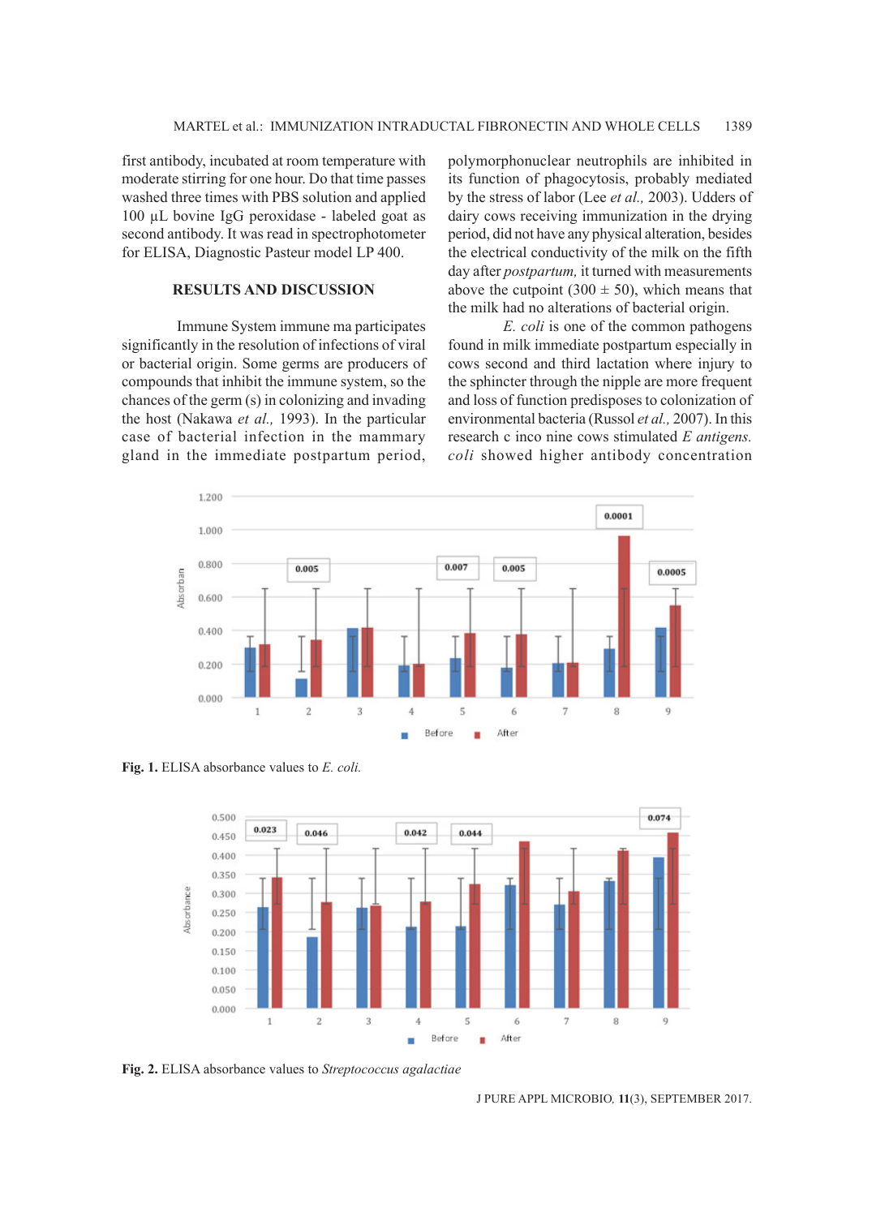first antibody, incubated at room temperature with moderate stirring for one hour. Do that time passes washed three times with PBS solution and applied 100 µL bovine IgG peroxidase - labeled goat as second antibody. It was read in spectrophotometer for ELISA, Diagnostic Pasteur model LP 400.

## RESULTS AND DISCUSSION

Immune System immune ma participates significantly in the resolution of infections of viral or bacterial origin. Some germs are producers of compounds that inhibit the immune system, so the chances of the germ (s) in colonizing and invading the host (Nakawa *et al.,* 1993). In the particular case of bacterial infection in the mammary gland in the immediate postpartum period, polymorphonuclear neutrophils are inhibited in its function of phagocytosis, probably mediated by the stress of labor (Lee *et al.,* 2003). Udders of dairy cows receiving immunization in the drying period, did not have any physical alteration, besides the electrical conductivity of the milk on the fifth day after *postpartum,* it turned with measurements above the cutpoint (300 ± 50), which means that the milk had no alterations of bacterial origin.

*E. coli* is one of the common pathogens found in milk immediate postpartum especially in cows second and third lactation where injury to the sphincter through the nipple are more frequent and loss of function predisposes to colonization of environmental bacteria (Russol *et al.,* 2007). In this research c inco nine cows stimulated *E antigens. coli* showed higher antibody concentration

**Fig. 1.** ELISA absorbance values to *E. coli.*

**Fig. 2.** ELISA absorbance values to *Streptococcus agalactiae*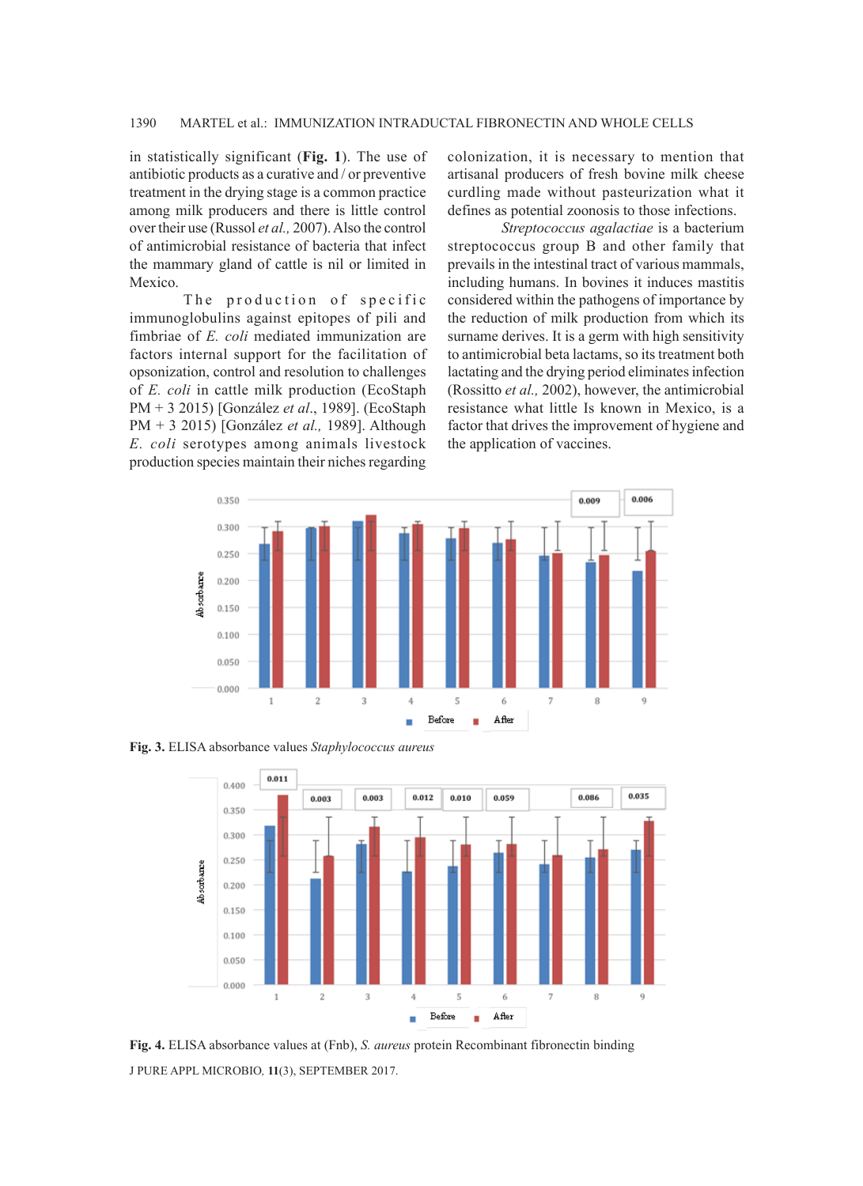in statistically significant (**Fig. 1**). The use of antibiotic products as a curative and / or preventive treatment in the drying stage is a common practice among milk producers and there is little control over their use (Russol *et al.,* 2007). Also the control of antimicrobial resistance of bacteria that infect the mammary gland of cattle is nil or limited in Mexico.

The production of specific immunoglobulins against epitopes of pili and fimbriae of *E. coli* mediated immunization are factors internal support for the facilitation of opsonization, control and resolution to challenges of *E. coli* in cattle milk production (EcoStaph PM + 3 2015) [González *et al*., 1989]. (EcoStaph PM + 3 2015) [González *et al.,* 1989]. Although *E. coli* serotypes among animals livestock production species maintain their niches regarding colonization, it is necessary to mention that artisanal producers of fresh bovine milk cheese curdling made without pasteurization what it defines as potential zoonosis to those infections.

*Streptococcus agalactiae* is a bacterium streptococcus group B and other family that prevails in the intestinal tract of various mammals, including humans. In bovines it induces mastitis considered within the pathogens of importance by the reduction of milk production from which its surname derives. It is a germ with high sensitivity to antimicrobial beta lactams, so its treatment both lactating and the drying period eliminates infection (Rossitto *et al.,* 2002), however, the antimicrobial resistance what little Is known in Mexico, is a factor that drives the improvement of hygiene and the application of vaccines.

**Fig. 3.** ELISA absorbance values *Staphylococcus aureus*

**Fig. 4.** ELISA absorbance values at (Fnb), *S. aureus* protein Recombinant fibronectin binding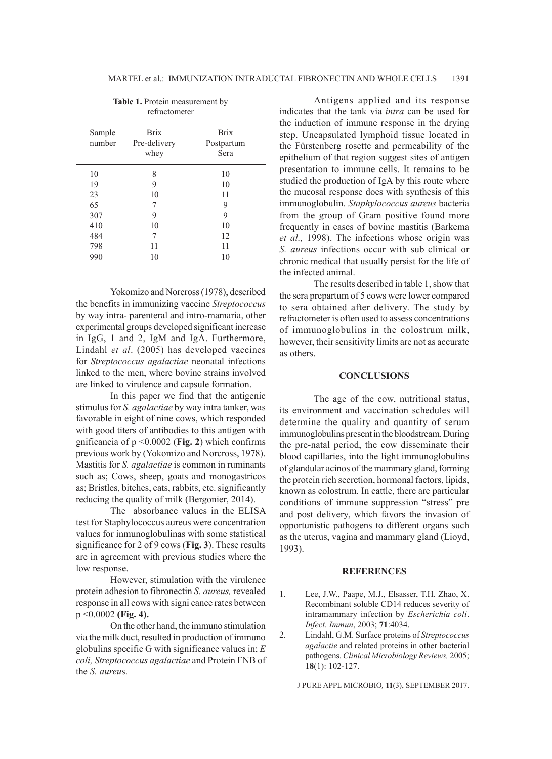**Table 1.** Protein measurement by refractometer

| Sample number | Brix Pre-delivery whey | Brix Postpartum Sera |
|---|---|---|
| 10 | 8 | 10 |
| 19 | 9 | 10 |
| 23 | 10 | 11 |
| 65 | 7 | 9 |
| 307 | 9 | 9 |
| 410 | 10 | 10 |
| 484 | 7 | 12 |
| 798 | 11 | 11 |
| 990 | 10 | 10 |

Yokomizo and Norcross (1978), described the benefits in immunizing vaccine *Streptococcus* by way intra- parenteral and intro-mamaria, other experimental groups developed significant increase in IgG, 1 and 2, IgM and IgA. Furthermore, Lindahl *et al*. (2005) has developed vaccines for *Streptococcus agalactiae* neonatal infections linked to the men, where bovine strains involved are linked to virulence and capsule formation.

In this paper we find that the antigenic stimulus for *S. agalactiae* by way intra tanker, was favorable in eight of nine cows, which responded with good titers of antibodies to this antigen with gnificancia of $p < 0.0002$ (**Fig. 2**) which confirms previous work by (Yokomizo and Norcross, 1978). Mastitis for *S. agalactiae* is common in ruminants such as; Cows, sheep, goats and monogastricos as; Bristles, bitches, cats, rabbits, etc. significantly reducing the quality of milk (Bergonier, 2014).

The absorbance values in the ELISA test for Staphylococcus aureus were concentration values for inmunoglobulinas with some statistical significance for 2 of 9 cows (**Fig. 3**). These results are in agreement with previous studies where the low response.

However, stimulation with the virulence protein adhesion to fibronectin *S. aureus,* revealed response in all cows with signi cance rates between $p < 0.0002$ **(Fig. 4).**

On the other hand, the immuno stimulation via the milk duct, resulted in production of immuno globulins specific G with significance values in; *E coli, Streptococcus agalactiae* and Protein FNB of the *S. aureu*s.

Antigens applied and its response indicates that the tank via *intra* can be used for the induction of immune response in the drying step. Uncapsulated lymphoid tissue located in the Fürstenberg rosette and permeability of the epithelium of that region suggest sites of antigen presentation to immune cells. It remains to be studied the production of IgA by this route where the mucosal response does with synthesis of this immunoglobulin. *Staphylococcus aureus* bacteria from the group of Gram positive found more frequently in cases of bovine mastitis (Barkema *et al.,* 1998). The infections whose origin was *S. aureus* infections occur with sub clinical or chronic medical that usually persist for the life of the infected animal.

The results described in table 1, show that the sera prepartum of 5 cows were lower compared to sera obtained after delivery. The study by refractometer is often used to assess concentrations of immunoglobulins in the colostrum milk, however, their sensitivity limits are not as accurate as others.

## CONCLUSIONS

The age of the cow, nutritional status, its environment and vaccination schedules will determine the quality and quantity of serum immunoglobulins present in the bloodstream. During the pre-natal period, the cow disseminate their blood capillaries, into the light immunoglobulins of glandular acinos of the mammary gland, forming the protein rich secretion, hormonal factors, lipids, known as colostrum. In cattle, there are particular conditions of immune suppression "stress" pre and post delivery, which favors the invasion of opportunistic pathogens to different organs such as the uterus, vagina and mammary gland (Lioyd, 1993).

## REFERENCES

1. Lee, J.W., Paape, M.J., Elsasser, T.H. Zhao, X. Recombinant soluble CD14 reduces severity of intramammary infection by *Escherichia coli*. *Infect. Immun*, 2003; **71**:4034.
2. Lindahl, G.M. Surface proteins of *Streptococcus agalactie* and related proteins in other bacterial pathogens. *Clinical Microbiology Reviews,* 2005; **18**(1): 102-127.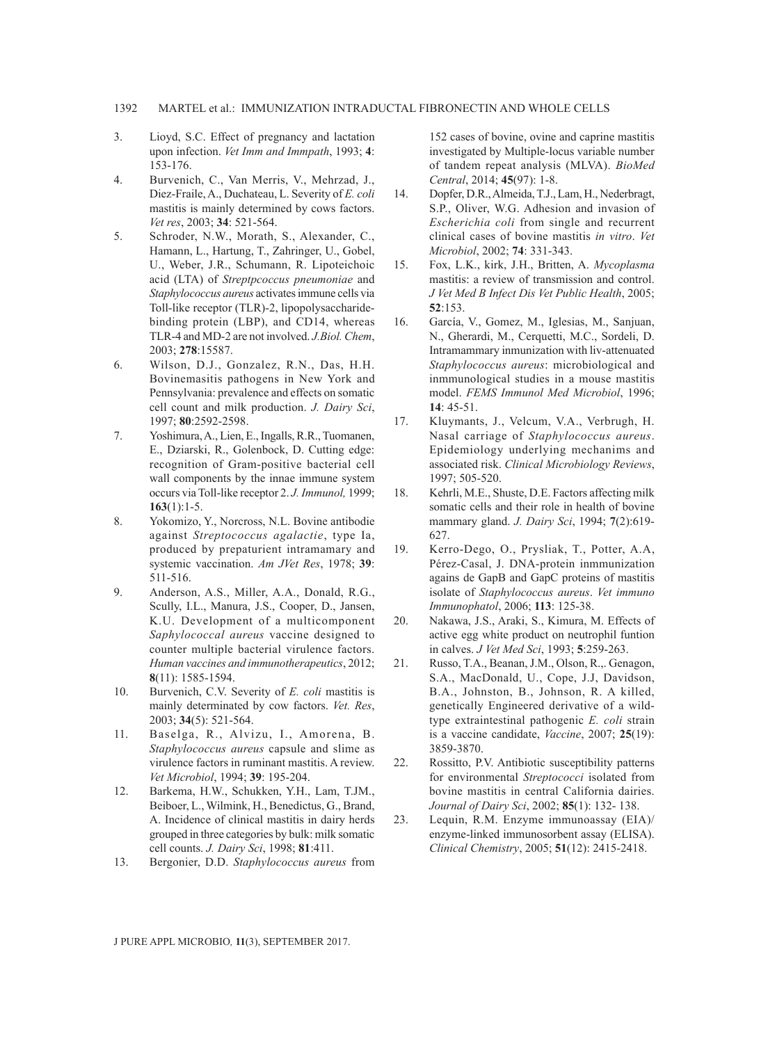3. Lioyd, S.C. Effect of pregnancy and lactation upon infection. *Vet Imm and Immpath*, 1993; **4**: 153-176.
4. Burvenich, C., Van Merris, V., Mehrzad, J., Diez-Fraile, A., Duchateau, L. Severity of *E. coli* mastitis is mainly determined by cows factors. *Vet res*, 2003; **34**: 521-564.
5. Schroder, N.W., Morath, S., Alexander, C., Hamann, L., Hartung, T., Zahringer, U., Gobel, U., Weber, J.R., Schumann, R. Lipoteichoic acid (LTA) of *Streptcoccus pneumoniae* and *Staphylococcus aureus* activates immune cells via Toll-like receptor (TLR)-2, lipopolysaccharide-binding protein (LBP), and CD14, whereas TLR-4 and MD-2 are not involved. *J.Biol. Chem*, 2003; **278**:15587.
6. Wilson, D.J., Gonzalez, R.N., Das, H.H. Bovinemasitis pathogens in New York and Pennsylvania: prevalence and effects on somatic cell count and milk production. *J. Dairy Sci*, 1997; **80**:2592-2598.
7. Yoshimura, A., Lien, E., Ingalls, R.R., Tuomanen, E., Dziarski, R., Golenbock, D. Cutting edge: recognition of Gram-positive bacterial cell wall components by the innae immune system occurs via Toll-like receptor 2. *J. Immunol,* 1999; **163**(1):1-5.
8. Yokomizo, Y., Norcross, N.L. Bovine antibodie against *Streptococcus agalactie*, type Ia, produced by prepaturient intramamary and systemic vaccination. *Am JVet Res*, 1978; **39**: 511-516.
9. Anderson, A.S., Miller, A.A., Donald, R.G., Scully, I.L., Manura, J.S., Cooper, D., Jansen, K.U. Development of a multicomponent *Saphylococcal aureus* vaccine designed to counter multiple bacterial virulence factors. *Human vaccines and immunotherapeutics*, 2012; **8**(11): 1585-1594.
10. Burvenich, C.V. Severity of *E. coli* mastitis is mainly determinated by cow factors. *Vet. Res*, 2003; **34**(5): 521-564.
11. Baselga, R., Alvizu, I., Amorena, B. *Staphylococcus aureus* capsule and slime as virulence factors in ruminant mastitis. A review. *Vet Microbiol*, 1994; **39**: 195-204.
12. Barkema, H.W., Schukken, Y.H., Lam, T.JM., Beiboer, L., Wilmink, H., Benedictus, G., Brand, A. Incidence of clinical mastitis in dairy herds grouped in three categories by bulk: milk somatic cell counts. *J. Dairy Sci*, 1998; **81**:411.
13. Bergonier, D.D. *Staphylococcus aureus* from 152 cases of bovine, ovine and caprine mastitis investigated by Multiple-locus variable number of tandem repeat analysis (MLVA). *BioMed Central*, 2014; **45**(97): 1-8.
14. Dopfer, D.R., Almeida, T.J., Lam, H., Nederbragt, S.P., Oliver, W.G. Adhesion and invasion of *Escherichia coli* from single and recurrent clinical cases of bovine mastitis *in vitro*. *Vet Microbiol*, 2002; **74**: 331-343.
15. Fox, L.K., kirk, J.H., Britten, A. *Mycoplasma* mastitis: a review of transmission and control. *J Vet Med B Infect Dis Vet Public Health*, 2005; **52**:153.
16. García, V., Gomez, M., Iglesias, M., Sanjuan, N., Gherardi, M., Cerquetti, M.C., Sordeli, D. Intramammary inmunization with liv-attenuated *Staphylococcus aureus*: microbiological and inmmunological studies in a mouse mastitis model. *FEMS Immunol Med Microbiol*, 1996; **14**: 45-51.
17. Kluymants, J., Velcum, V.A., Verbrugh, H. Nasal carriage of *Staphylococcus aureus*. Epidemiology underlying mechanims and associated risk. *Clinical Microbiology Reviews*, 1997; 505-520.
18. Kehrli, M.E., Shuste, D.E. Factors affecting milk somatic cells and their role in health of bovine mammary gland. *J. Dairy Sci*, 1994; **7**(2):619-627.
19. Kerro-Dego, O., Prysliak, T., Potter, A.A, Pérez-Casal, J. DNA-protein inmmunization agains de GapB and GapC proteins of mastitis isolate of *Staphylococcus aureus*. *Vet immuno Immunophatol*, 2006; **113**: 125-38.
20. Nakawa, J.S., Araki, S., Kimura, M. Effects of active egg white product on neutrophil funtion in calves. *J Vet Med Sci*, 1993; **5**:259-263.
21. Russo, T.A., Beanan, J.M., Olson, R.,. Genagon, S.A., MacDonald, U., Cope, J.J, Davidson, B.A., Johnston, B., Johnson, R. A killed, genetically Engineered derivative of a wild-type extraintestinal pathogenic *E. coli* strain is a vaccine candidate, *Vaccine*, 2007; **25**(19): 3859-3870.
22. Rossitto, P.V. Antibiotic susceptibility patterns for environmental *Streptococci* isolated from bovine mastitis in central California dairies. *Journal of Dairy Sci*, 2002; **85**(1): 132- 138.
23. Lequin, R.M. Enzyme immunoassay (EIA)/ enzyme-linked immunosorbent assay (ELISA). *Clinical Chemistry*, 2005; **51**(12): 2415-2418.